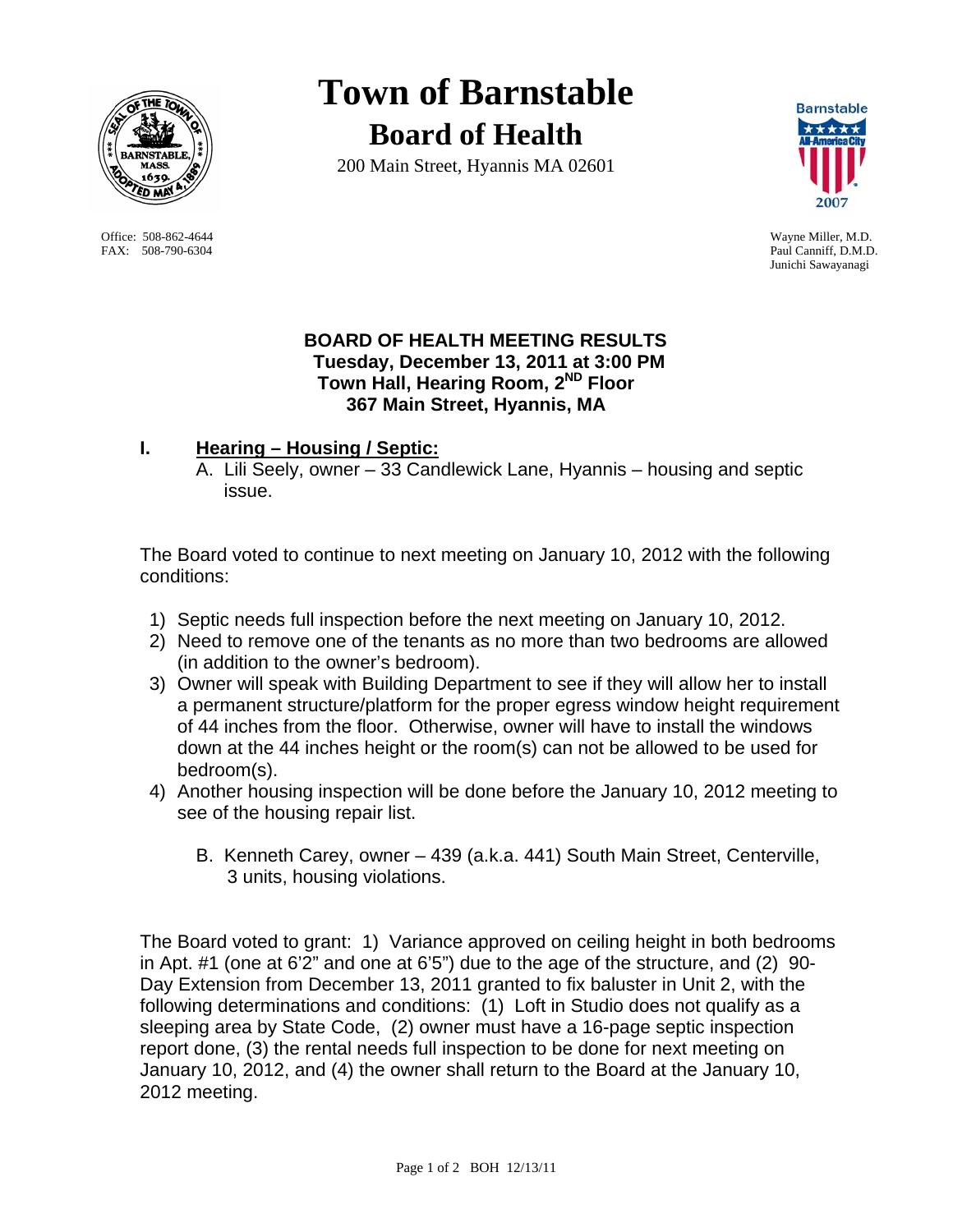# Town of Barnstable

## Board of Health

200 Main Street, Hyannis MA 02601

Office: 508-862-4644
FAX: 508-790-6304

Wayne Miller, M.D.
Paul Canniff, D.M.D.
Junichi Sawayanagi

**BOARD OF HEALTH MEETING RESULTS**
**Tuesday, December 13, 2011 at 3:00 PM**
**Town Hall, Hearing Room, 2ND Floor**
**367 Main Street, Hyannis, MA**

## I. Hearing – Housing / Septic:

A. Lili Seely, owner – 33 Candlewick Lane, Hyannis – housing and septic issue.

The Board voted to continue to next meeting on January 10, 2012 with the following conditions:

1) Septic needs full inspection before the next meeting on January 10, 2012.
2) Need to remove one of the tenants as no more than two bedrooms are allowed (in addition to the owner's bedroom).
3) Owner will speak with Building Department to see if they will allow her to install a permanent structure/platform for the proper egress window height requirement of 44 inches from the floor. Otherwise, owner will have to install the windows down at the 44 inches height or the room(s) can not be allowed to be used for bedroom(s).
4) Another housing inspection will be done before the January 10, 2012 meeting to see of the housing repair list.

B. Kenneth Carey, owner – 439 (a.k.a. 441) South Main Street, Centerville, 3 units, housing violations.

The Board voted to grant: 1) Variance approved on ceiling height in both bedrooms in Apt. #1 (one at 6'2" and one at 6'5") due to the age of the structure, and (2) 90-Day Extension from December 13, 2011 granted to fix baluster in Unit 2, with the following determinations and conditions: (1) Loft in Studio does not qualify as a sleeping area by State Code, (2) owner must have a 16-page septic inspection report done, (3) the rental needs full inspection to be done for next meeting on January 10, 2012, and (4) the owner shall return to the Board at the January 10, 2012 meeting.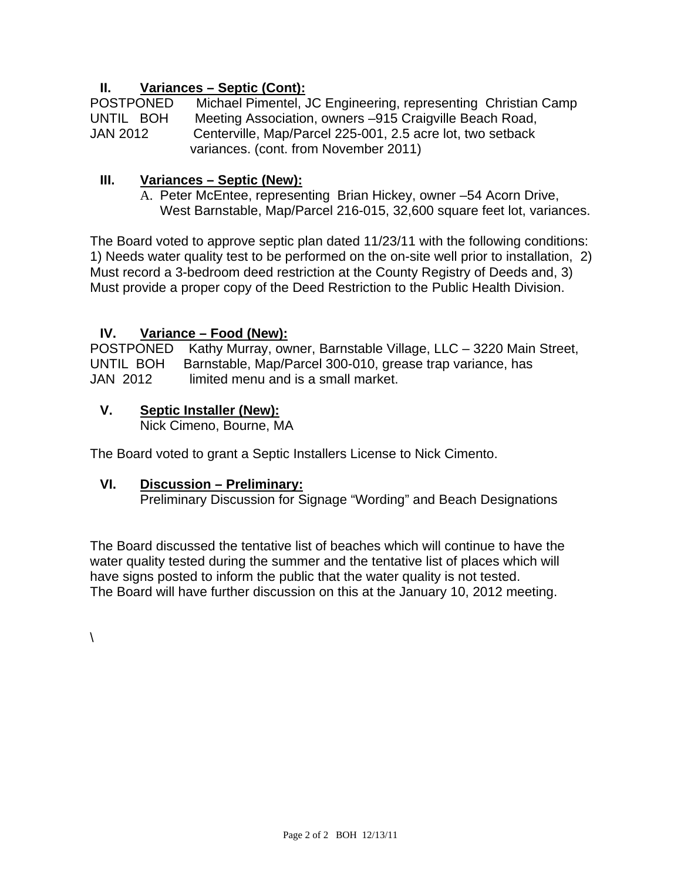## II. Variances – Septic (Cont):

POSTPONED UNTIL BOH JAN 2012 — Michael Pimentel, JC Engineering, representing Christian Camp Meeting Association, owners –915 Craigville Beach Road, Centerville, Map/Parcel 225-001, 2.5 acre lot, two setback variances. (cont. from November 2011)

## III. Variances – Septic (New):

A. Peter McEntee, representing Brian Hickey, owner –54 Acorn Drive, West Barnstable, Map/Parcel 216-015, 32,600 square feet lot, variances.

The Board voted to approve septic plan dated 11/23/11 with the following conditions: 1) Needs water quality test to be performed on the on-site well prior to installation, 2) Must record a 3-bedroom deed restriction at the County Registry of Deeds and, 3) Must provide a proper copy of the Deed Restriction to the Public Health Division.

## IV. Variance – Food (New):

POSTPONED UNTIL BOH JAN 2012 — Kathy Murray, owner, Barnstable Village, LLC – 3220 Main Street, Barnstable, Map/Parcel 300-010, grease trap variance, has limited menu and is a small market.

## V. Septic Installer (New):

Nick Cimeno, Bourne, MA

The Board voted to grant a Septic Installers License to Nick Cimento.

## VI. Discussion – Preliminary:

Preliminary Discussion for Signage "Wording" and Beach Designations

The Board discussed the tentative list of beaches which will continue to have the water quality tested during the summer and the tentative list of places which will have signs posted to inform the public that the water quality is not tested. The Board will have further discussion on this at the January 10, 2012 meeting.

\